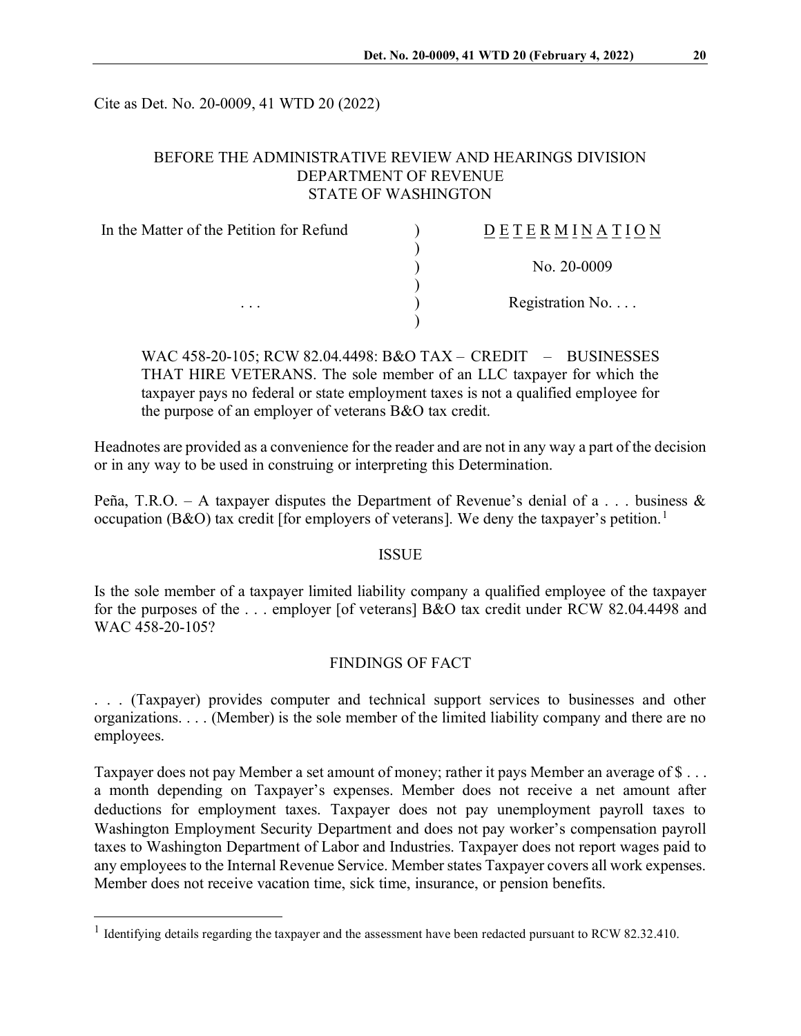Cite as Det. No. 20-0009, 41 WTD 20 (2022)

BEFORE THE ADMINISTRATIVE REVIEW AND HEARINGS DIVISION
DEPARTMENT OF REVENUE
STATE OF WASHINGTON

| | | |
|---|---|---|
| In the Matter of the Petition for Refund | ) | D E T E R M I N A T I O N |
| | ) | |
| | ) | No. 20-0009 |
| | ) | |
| . . . | ) | Registration No. . . . |
| | ) | |

WAC 458-20-105; RCW 82.04.4498: B&O TAX – CREDIT – BUSINESSES THAT HIRE VETERANS. The sole member of an LLC taxpayer for which the taxpayer pays no federal or state employment taxes is not a qualified employee for the purpose of an employer of veterans B&O tax credit.

Headnotes are provided as a convenience for the reader and are not in any way a part of the decision or in any way to be used in construing or interpreting this Determination.

Peña, T.R.O. – A taxpayer disputes the Department of Revenue's denial of a . . . business & occupation (B&O) tax credit [for employers of veterans]. We deny the taxpayer's petition.[1]

## ISSUE

Is the sole member of a taxpayer limited liability company a qualified employee of the taxpayer for the purposes of the . . . employer [of veterans] B&O tax credit under RCW 82.04.4498 and WAC 458-20-105?

## FINDINGS OF FACT

. . . (Taxpayer) provides computer and technical support services to businesses and other organizations. . . . (Member) is the sole member of the limited liability company and there are no employees.

Taxpayer does not pay Member a set amount of money; rather it pays Member an average of $ . . . a month depending on Taxpayer's expenses. Member does not receive a net amount after deductions for employment taxes. Taxpayer does not pay unemployment payroll taxes to Washington Employment Security Department and does not pay worker's compensation payroll taxes to Washington Department of Labor and Industries. Taxpayer does not report wages paid to any employees to the Internal Revenue Service. Member states Taxpayer covers all work expenses. Member does not receive vacation time, sick time, insurance, or pension benefits.

---

[1] Identifying details regarding the taxpayer and the assessment have been redacted pursuant to RCW 82.32.410.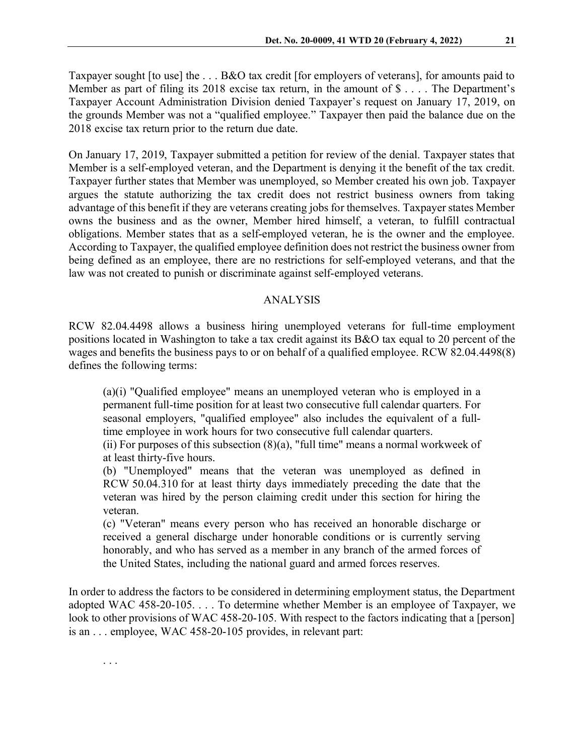Taxpayer sought [to use] the . . . B&O tax credit [for employers of veterans], for amounts paid to Member as part of filing its 2018 excise tax return, in the amount of $ . . . . The Department's Taxpayer Account Administration Division denied Taxpayer's request on January 17, 2019, on the grounds Member was not a "qualified employee." Taxpayer then paid the balance due on the 2018 excise tax return prior to the return due date.

On January 17, 2019, Taxpayer submitted a petition for review of the denial. Taxpayer states that Member is a self-employed veteran, and the Department is denying it the benefit of the tax credit. Taxpayer further states that Member was unemployed, so Member created his own job. Taxpayer argues the statute authorizing the tax credit does not restrict business owners from taking advantage of this benefit if they are veterans creating jobs for themselves. Taxpayer states Member owns the business and as the owner, Member hired himself, a veteran, to fulfill contractual obligations. Member states that as a self-employed veteran, he is the owner and the employee. According to Taxpayer, the qualified employee definition does not restrict the business owner from being defined as an employee, there are no restrictions for self-employed veterans, and that the law was not created to punish or discriminate against self-employed veterans.

## ANALYSIS

RCW 82.04.4498 allows a business hiring unemployed veterans for full-time employment positions located in Washington to take a tax credit against its B&O tax equal to 20 percent of the wages and benefits the business pays to or on behalf of a qualified employee. RCW 82.04.4498(8) defines the following terms:

> (a)(i) "Qualified employee" means an unemployed veteran who is employed in a permanent full-time position for at least two consecutive full calendar quarters. For seasonal employers, "qualified employee" also includes the equivalent of a full-time employee in work hours for two consecutive full calendar quarters.
>
> (ii) For purposes of this subsection (8)(a), "full time" means a normal workweek of at least thirty-five hours.
>
> (b) "Unemployed" means that the veteran was unemployed as defined in RCW 50.04.310 for at least thirty days immediately preceding the date that the veteran was hired by the person claiming credit under this section for hiring the veteran.
>
> (c) "Veteran" means every person who has received an honorable discharge or received a general discharge under honorable conditions or is currently serving honorably, and who has served as a member in any branch of the armed forces of the United States, including the national guard and armed forces reserves.

In order to address the factors to be considered in determining employment status, the Department adopted WAC 458-20-105. . . . To determine whether Member is an employee of Taxpayer, we look to other provisions of WAC 458-20-105. With respect to the factors indicating that a [person] is an . . . employee, WAC 458-20-105 provides, in relevant part:

> . . .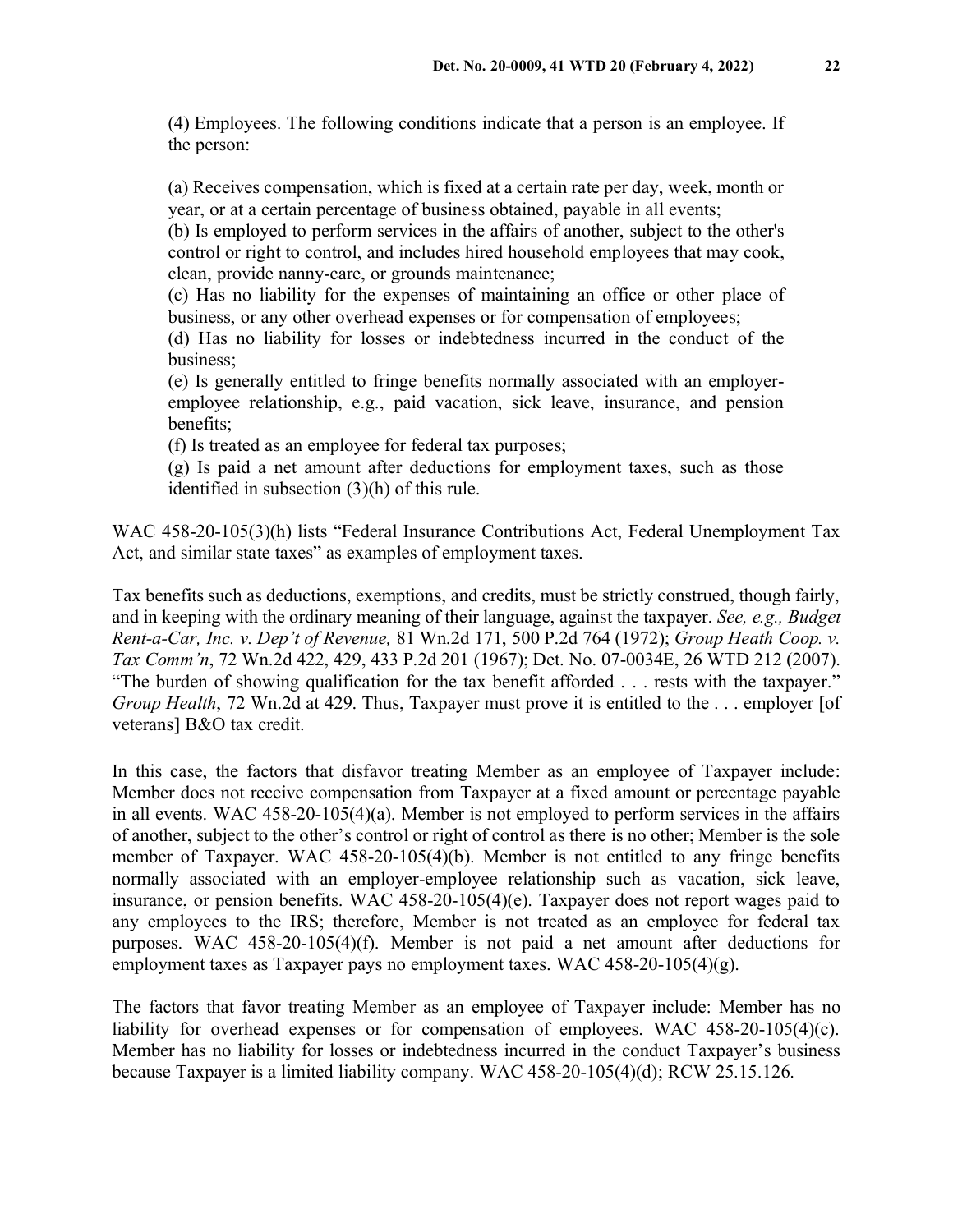> (4) Employees. The following conditions indicate that a person is an employee. If the person:
>
> (a) Receives compensation, which is fixed at a certain rate per day, week, month or year, or at a certain percentage of business obtained, payable in all events;
> (b) Is employed to perform services in the affairs of another, subject to the other's control or right to control, and includes hired household employees that may cook, clean, provide nanny-care, or grounds maintenance;
> (c) Has no liability for the expenses of maintaining an office or other place of business, or any other overhead expenses or for compensation of employees;
> (d) Has no liability for losses or indebtedness incurred in the conduct of the business;
> (e) Is generally entitled to fringe benefits normally associated with an employer-employee relationship, e.g., paid vacation, sick leave, insurance, and pension benefits;
> (f) Is treated as an employee for federal tax purposes;
> (g) Is paid a net amount after deductions for employment taxes, such as those identified in subsection (3)(h) of this rule.

WAC 458-20-105(3)(h) lists "Federal Insurance Contributions Act, Federal Unemployment Tax Act, and similar state taxes" as examples of employment taxes.

Tax benefits such as deductions, exemptions, and credits, must be strictly construed, though fairly, and in keeping with the ordinary meaning of their language, against the taxpayer. *See, e.g., Budget Rent-a-Car, Inc. v. Dep't of Revenue,* 81 Wn.2d 171, 500 P.2d 764 (1972); *Group Heath Coop. v. Tax Comm'n*, 72 Wn.2d 422, 429, 433 P.2d 201 (1967); Det. No. 07-0034E, 26 WTD 212 (2007). "The burden of showing qualification for the tax benefit afforded . . . rests with the taxpayer." *Group Health*, 72 Wn.2d at 429. Thus, Taxpayer must prove it is entitled to the . . . employer [of veterans] B&O tax credit.

In this case, the factors that disfavor treating Member as an employee of Taxpayer include: Member does not receive compensation from Taxpayer at a fixed amount or percentage payable in all events. WAC 458-20-105(4)(a). Member is not employed to perform services in the affairs of another, subject to the other's control or right of control as there is no other; Member is the sole member of Taxpayer. WAC 458-20-105(4)(b). Member is not entitled to any fringe benefits normally associated with an employer-employee relationship such as vacation, sick leave, insurance, or pension benefits. WAC 458-20-105(4)(e). Taxpayer does not report wages paid to any employees to the IRS; therefore, Member is not treated as an employee for federal tax purposes. WAC 458-20-105(4)(f). Member is not paid a net amount after deductions for employment taxes as Taxpayer pays no employment taxes. WAC 458-20-105(4)(g).

The factors that favor treating Member as an employee of Taxpayer include: Member has no liability for overhead expenses or for compensation of employees. WAC 458-20-105(4)(c). Member has no liability for losses or indebtedness incurred in the conduct Taxpayer's business because Taxpayer is a limited liability company. WAC 458-20-105(4)(d); RCW 25.15.126.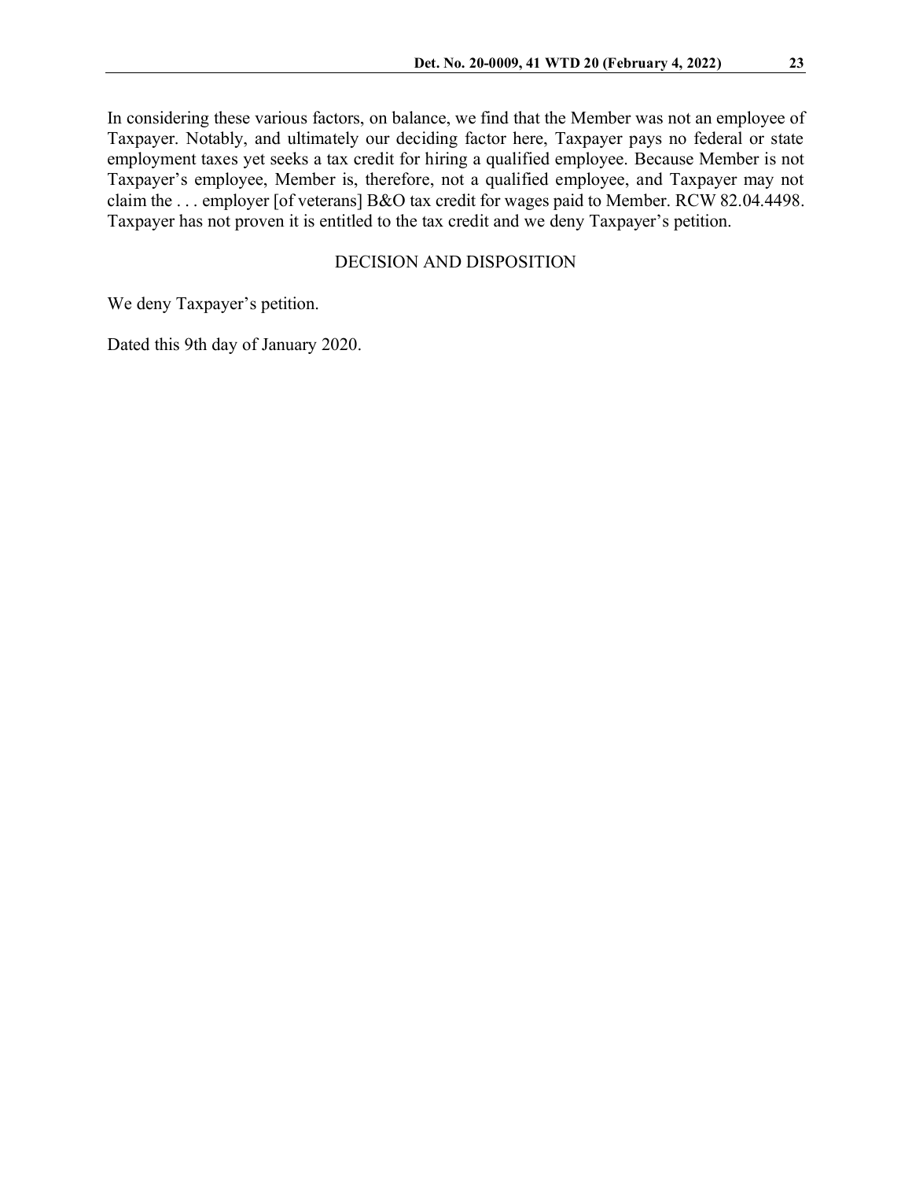In considering these various factors, on balance, we find that the Member was not an employee of Taxpayer. Notably, and ultimately our deciding factor here, Taxpayer pays no federal or state employment taxes yet seeks a tax credit for hiring a qualified employee. Because Member is not Taxpayer's employee, Member is, therefore, not a qualified employee, and Taxpayer may not claim the . . . employer [of veterans] B&O tax credit for wages paid to Member. RCW 82.04.4498. Taxpayer has not proven it is entitled to the tax credit and we deny Taxpayer's petition.

## DECISION AND DISPOSITION

We deny Taxpayer's petition.

Dated this 9th day of January 2020.